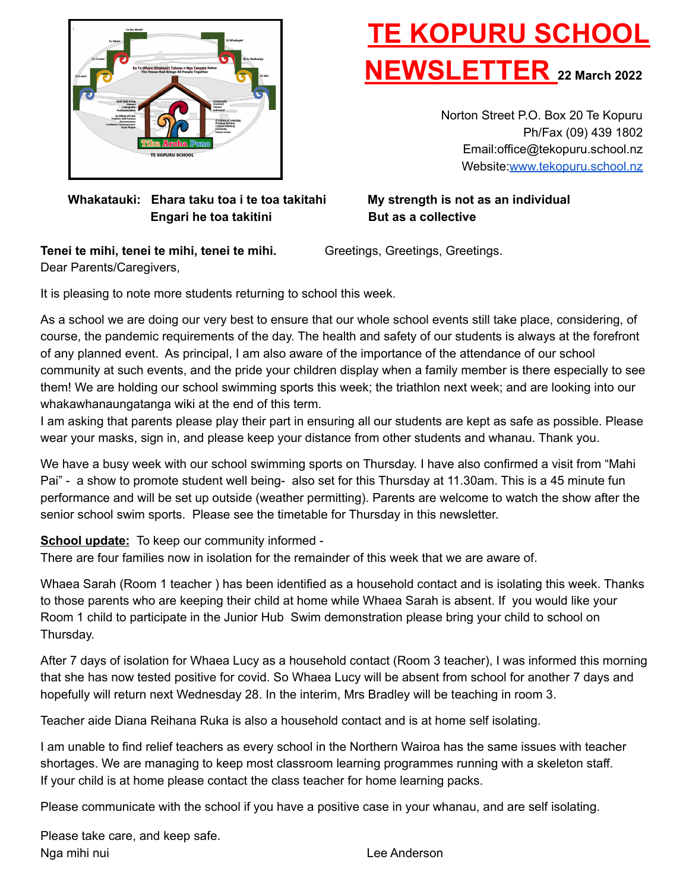# TE KOPURU SCHOOL NEWSLETTER

**22 March 2022**

Norton Street P.O. Box 20 Te Kopuru
Ph/Fax (09) 439 1802
Email:office@tekopuru.school.nz
Website:www.tekopuru.school.nz

**Whakatauki: Ehara taku toa i te toa takitahi Engari he toa takitini**

**My strength is not as an individual But as a collective**

**Tenei te mihi, tenei te mihi, tenei te mihi.** Greetings, Greetings, Greetings.

Dear Parents/Caregivers,

It is pleasing to note more students returning to school this week.

As a school we are doing our very best to ensure that our whole school events still take place, considering, of course, the pandemic requirements of the day. The health and safety of our students is always at the forefront of any planned event. As principal, I am also aware of the importance of the attendance of our school community at such events, and the pride your children display when a family member is there especially to see them! We are holding our school swimming sports this week; the triathlon next week; and are looking into our whakawhanaungatanga wiki at the end of this term.

I am asking that parents please play their part in ensuring all our students are kept as safe as possible. Please wear your masks, sign in, and please keep your distance from other students and whanau. Thank you.

We have a busy week with our school swimming sports on Thursday. I have also confirmed a visit from "Mahi Pai" - a show to promote student well being- also set for this Thursday at 11.30am. This is a 45 minute fun performance and will be set up outside (weather permitting). Parents are welcome to watch the show after the senior school swim sports. Please see the timetable for Thursday in this newsletter.

**School update:** To keep our community informed -

There are four families now in isolation for the remainder of this week that we are aware of.

Whaea Sarah (Room 1 teacher ) has been identified as a household contact and is isolating this week. Thanks to those parents who are keeping their child at home while Whaea Sarah is absent. If you would like your Room 1 child to participate in the Junior Hub Swim demonstration please bring your child to school on Thursday.

After 7 days of isolation for Whaea Lucy as a household contact (Room 3 teacher), I was informed this morning that she has now tested positive for covid. So Whaea Lucy will be absent from school for another 7 days and hopefully will return next Wednesday 28. In the interim, Mrs Bradley will be teaching in room 3.

Teacher aide Diana Reihana Ruka is also a household contact and is at home self isolating.

I am unable to find relief teachers as every school in the Northern Wairoa has the same issues with teacher shortages. We are managing to keep most classroom learning programmes running with a skeleton staff.

If your child is at home please contact the class teacher for home learning packs.

Please communicate with the school if you have a positive case in your whanau, and are self isolating.

Please take care, and keep safe.

Nga mihi nui

Lee Anderson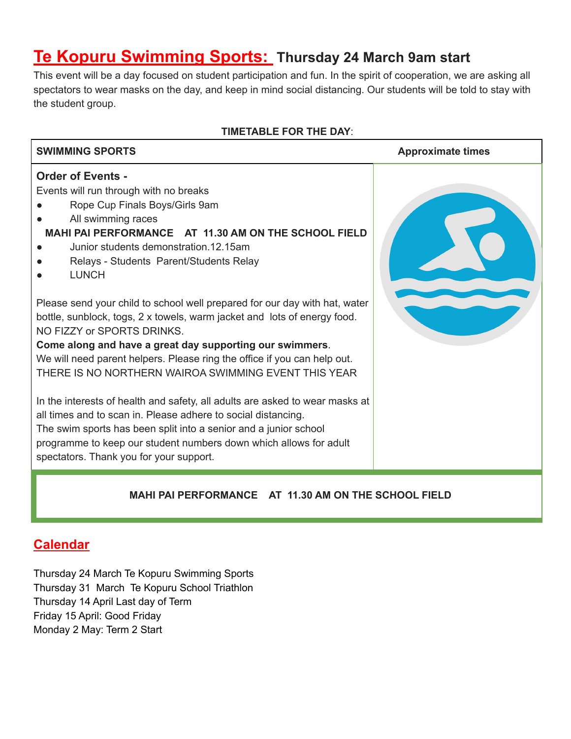## Te Kopuru Swimming Sports: Thursday 24 March 9am start

This event will be a day focused on student participation and fun. In the spirit of cooperation, we are asking all spectators to wear masks on the day, and keep in mind social distancing. Our students will be told to stay with the student group.

**TIMETABLE FOR THE DAY**:

| SWIMMING SPORTS | Approximate times |
|---|---|
| **Order of Events -**<br>Events will run through with no breaks<br>• Rope Cup Finals Boys/Girls 9am<br>• All swimming races<br>**MAHI PAI PERFORMANCE AT 11.30 AM ON THE SCHOOL FIELD**<br>• Junior students demonstration.12.15am<br>• Relays - Students Parent/Students Relay<br>• LUNCH<br><br>Please send your child to school well prepared for our day with hat, water bottle, sunblock, togs, 2 x towels, warm jacket and lots of energy food. NO FIZZY or SPORTS DRINKS.<br>**Come along and have a great day supporting our swimmers**.<br>We will need parent helpers. Please ring the office if you can help out.<br>THERE IS NO NORTHERN WAIROA SWIMMING EVENT THIS YEAR<br><br>In the interests of health and safety, all adults are asked to wear masks at all times and to scan in. Please adhere to social distancing.<br>The swim sports has been split into a senior and a junior school programme to keep our student numbers down which allows for adult spectators. Thank you for your support. | |

**MAHI PAI PERFORMANCE AT 11.30 AM ON THE SCHOOL FIELD**

## Calendar

Thursday 24 March Te Kopuru Swimming Sports
Thursday 31 March Te Kopuru School Triathlon
Thursday 14 April Last day of Term
Friday 15 April: Good Friday
Monday 2 May: Term 2 Start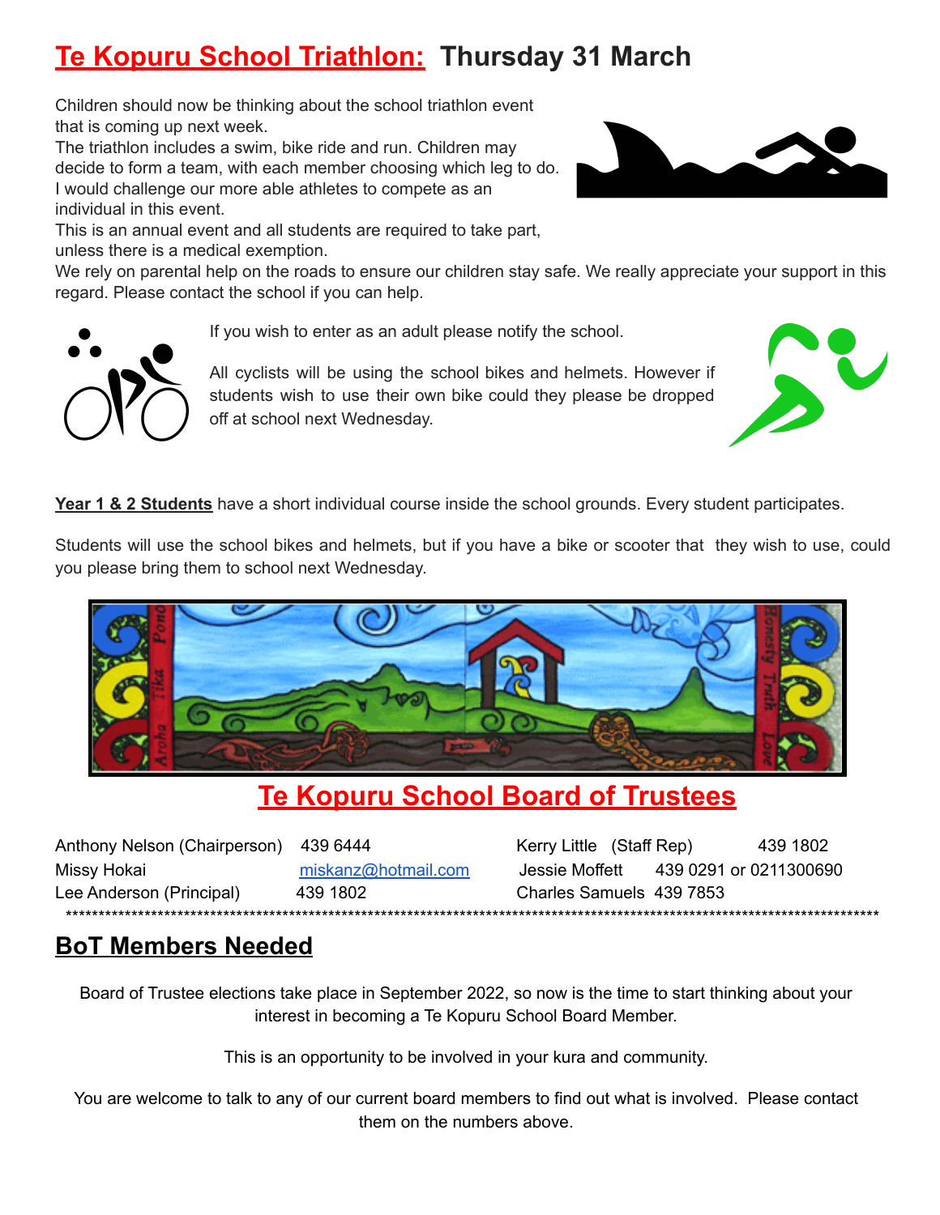# Te Kopuru School Triathlon: Thursday 31 March

Children should now be thinking about the school triathlon event that is coming up next week.
The triathlon includes a swim, bike ride and run. Children may decide to form a team, with each member choosing which leg to do. I would challenge our more able athletes to compete as an individual in this event.
This is an annual event and all students are required to take part, unless there is a medical exemption.
We rely on parental help on the roads to ensure our children stay safe. We really appreciate your support in this regard. Please contact the school if you can help.

If you wish to enter as an adult please notify the school.

All cyclists will be using the school bikes and helmets. However if students wish to use their own bike could they please be dropped off at school next Wednesday.

**Year 1 & 2 Students** have a short individual course inside the school grounds. Every student participates.

Students will use the school bikes and helmets, but if you have a bike or scooter that they wish to use, could you please bring them to school next Wednesday.

## Te Kopuru School Board of Trustees

| | | | |
|---|---|---|---|
| Anthony Nelson (Chairperson) | 439 6444 | Kerry Little (Staff Rep) | 439 1802 |
| Missy Hokai | miskanz@hotmail.com | Jessie Moffett | 439 0291 or 0211300690 |
| Lee Anderson (Principal) | 439 1802 | Charles Samuels | 439 7853 |

**************************************************************************************************************************

## BoT Members Needed

Board of Trustee elections take place in September 2022, so now is the time to start thinking about your interest in becoming a Te Kopuru School Board Member.

This is an opportunity to be involved in your kura and community.

You are welcome to talk to any of our current board members to find out what is involved. Please contact them on the numbers above.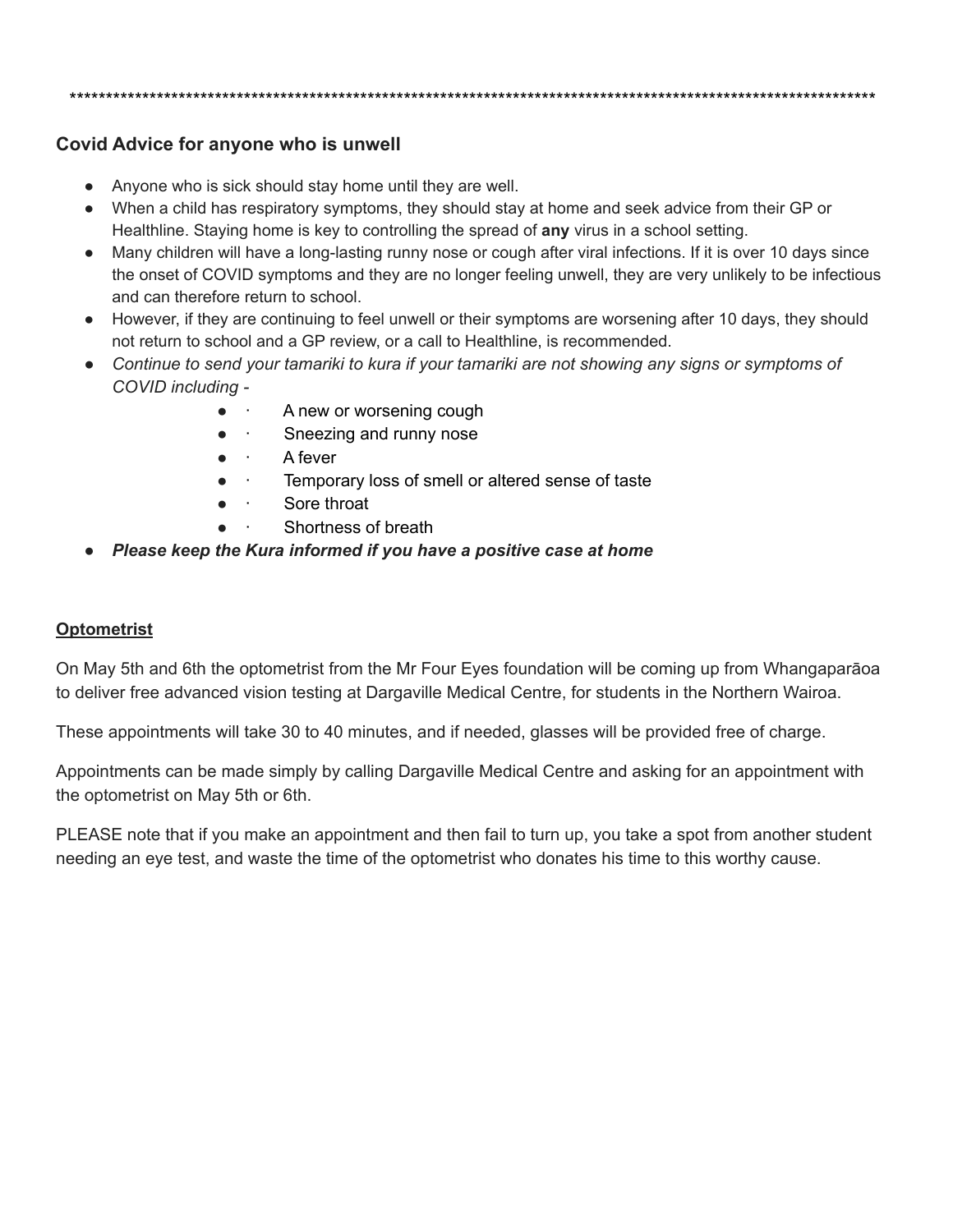************************************************************************************************************************

**Covid Advice for anyone who is unwell**

- Anyone who is sick should stay home until they are well.
- When a child has respiratory symptoms, they should stay at home and seek advice from their GP or Healthline. Staying home is key to controlling the spread of **any** virus in a school setting.
- Many children will have a long-lasting runny nose or cough after viral infections. If it is over 10 days since the onset of COVID symptoms and they are no longer feeling unwell, they are very unlikely to be infectious and can therefore return to school.
- However, if they are continuing to feel unwell or their symptoms are worsening after 10 days, they should not return to school and a GP review, or a call to Healthline, is recommended.
- *Continue to send your tamariki to kura if your tamariki are not showing any signs or symptoms of COVID including -*
    - · A new or worsening cough
    - · Sneezing and runny nose
    - · A fever
    - · Temporary loss of smell or altered sense of taste
    - · Sore throat
    - · Shortness of breath
- ***Please keep the Kura informed if you have a positive case at home***

**<u>Optometrist</u>**

On May 5th and 6th the optometrist from the Mr Four Eyes foundation will be coming up from Whangaparāoa to deliver free advanced vision testing at Dargaville Medical Centre, for students in the Northern Wairoa.

These appointments will take 30 to 40 minutes, and if needed, glasses will be provided free of charge.

Appointments can be made simply by calling Dargaville Medical Centre and asking for an appointment with the optometrist on May 5th or 6th.

PLEASE note that if you make an appointment and then fail to turn up, you take a spot from another student needing an eye test, and waste the time of the optometrist who donates his time to this worthy cause.